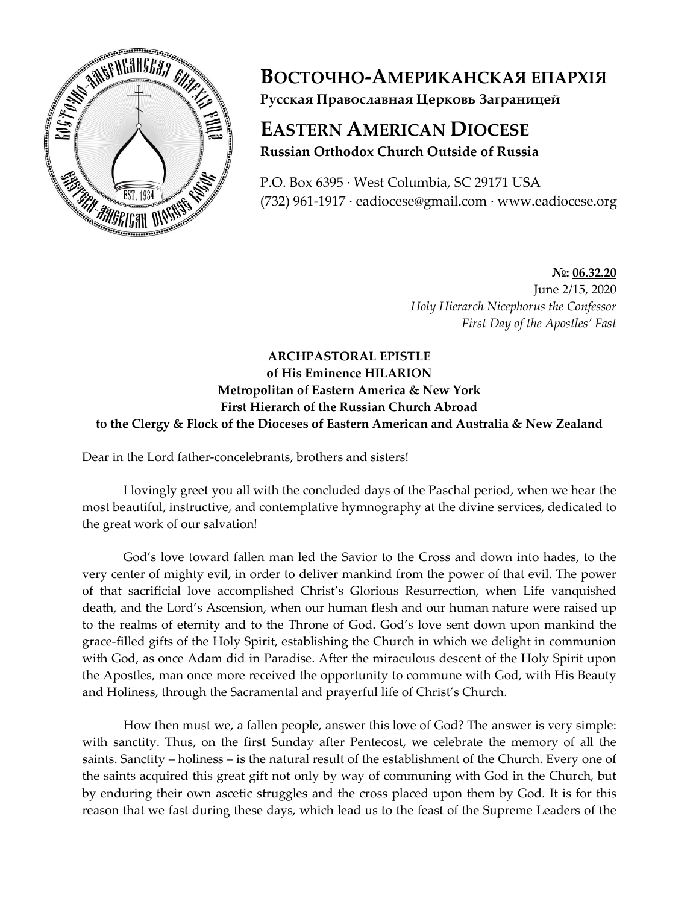# ВОСТОЧНО-АМЕРИКАНСКАЯ ЕПАРХІЯ

**Русская Православная Церковь Заграницей**

# EASTERN AMERICAN DIOCESE

**Russian Orthodox Church Outside of Russia**

P.O. Box 6395 · West Columbia, SC 29171 USA
(732) 961-1917 · eadiocese@gmail.com · www.eadiocese.org

**№: 06.32.20**
June 2/15, 2020
*Holy Hierarch Nicephorus the Confessor*
*First Day of the Apostles' Fast*

**ARCHPASTORAL EPISTLE**
**of His Eminence HILARION**
**Metropolitan of Eastern America & New York**
**First Hierarch of the Russian Church Abroad**
**to the Clergy & Flock of the Dioceses of Eastern American and Australia & New Zealand**

Dear in the Lord father-concelebrants, brothers and sisters!

I lovingly greet you all with the concluded days of the Paschal period, when we hear the most beautiful, instructive, and contemplative hymnography at the divine services, dedicated to the great work of our salvation!

God's love toward fallen man led the Savior to the Cross and down into hades, to the very center of mighty evil, in order to deliver mankind from the power of that evil. The power of that sacrificial love accomplished Christ's Glorious Resurrection, when Life vanquished death, and the Lord's Ascension, when our human flesh and our human nature were raised up to the realms of eternity and to the Throne of God. God's love sent down upon mankind the grace-filled gifts of the Holy Spirit, establishing the Church in which we delight in communion with God, as once Adam did in Paradise. After the miraculous descent of the Holy Spirit upon the Apostles, man once more received the opportunity to commune with God, with His Beauty and Holiness, through the Sacramental and prayerful life of Christ's Church.

How then must we, a fallen people, answer this love of God? The answer is very simple: with sanctity. Thus, on the first Sunday after Pentecost, we celebrate the memory of all the saints. Sanctity – holiness – is the natural result of the establishment of the Church. Every one of the saints acquired this great gift not only by way of communing with God in the Church, but by enduring their own ascetic struggles and the cross placed upon them by God. It is for this reason that we fast during these days, which lead us to the feast of the Supreme Leaders of the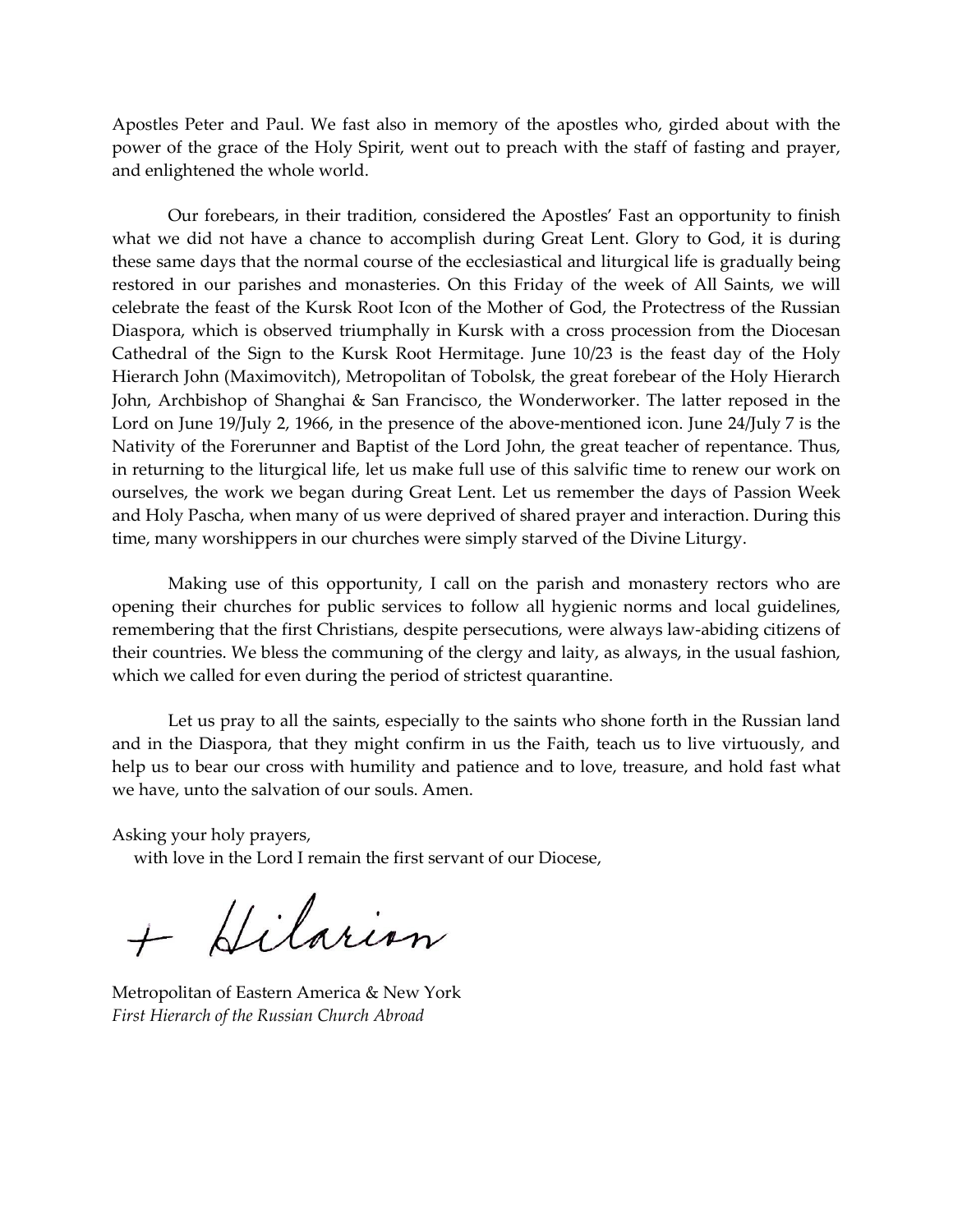Apostles Peter and Paul. We fast also in memory of the apostles who, girded about with the power of the grace of the Holy Spirit, went out to preach with the staff of fasting and prayer, and enlightened the whole world.

Our forebears, in their tradition, considered the Apostles' Fast an opportunity to finish what we did not have a chance to accomplish during Great Lent. Glory to God, it is during these same days that the normal course of the ecclesiastical and liturgical life is gradually being restored in our parishes and monasteries. On this Friday of the week of All Saints, we will celebrate the feast of the Kursk Root Icon of the Mother of God, the Protectress of the Russian Diaspora, which is observed triumphally in Kursk with a cross procession from the Diocesan Cathedral of the Sign to the Kursk Root Hermitage. June 10/23 is the feast day of the Holy Hierarch John (Maximovitch), Metropolitan of Tobolsk, the great forebear of the Holy Hierarch John, Archbishop of Shanghai & San Francisco, the Wonderworker. The latter reposed in the Lord on June 19/July 2, 1966, in the presence of the above-mentioned icon. June 24/July 7 is the Nativity of the Forerunner and Baptist of the Lord John, the great teacher of repentance. Thus, in returning to the liturgical life, let us make full use of this salvific time to renew our work on ourselves, the work we began during Great Lent. Let us remember the days of Passion Week and Holy Pascha, when many of us were deprived of shared prayer and interaction. During this time, many worshippers in our churches were simply starved of the Divine Liturgy.

Making use of this opportunity, I call on the parish and monastery rectors who are opening their churches for public services to follow all hygienic norms and local guidelines, remembering that the first Christians, despite persecutions, were always law-abiding citizens of their countries. We bless the communing of the clergy and laity, as always, in the usual fashion, which we called for even during the period of strictest quarantine.

Let us pray to all the saints, especially to the saints who shone forth in the Russian land and in the Diaspora, that they might confirm in us the Faith, teach us to live virtuously, and help us to bear our cross with humility and patience and to love, treasure, and hold fast what we have, unto the salvation of our souls. Amen.

Asking your holy prayers,
with love in the Lord I remain the first servant of our Diocese,

+ Hilarion

Metropolitan of Eastern America & New York
*First Hierarch of the Russian Church Abroad*